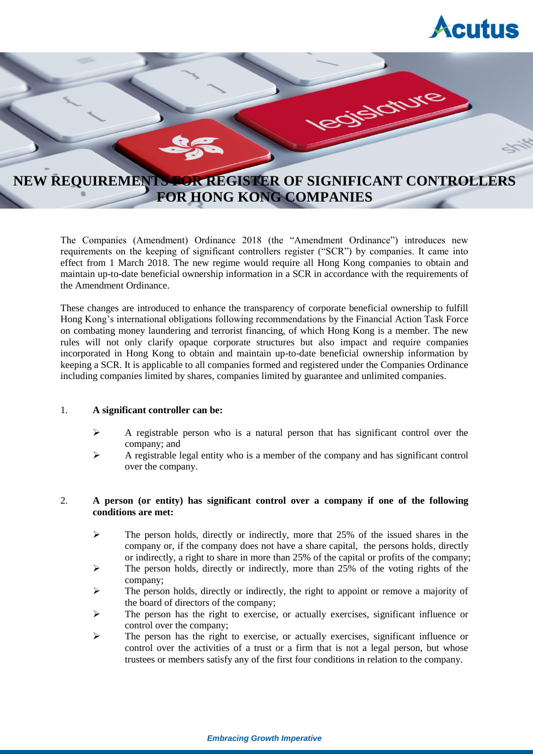# NEW REQUIREMENTS FOR REGISTER OF SIGNIFICANT CONTROLLERS FOR HONG KONG COMPANIES

The Companies (Amendment) Ordinance 2018 (the "Amendment Ordinance") introduces new requirements on the keeping of significant controllers register ("SCR") by companies. It came into effect from 1 March 2018. The new regime would require all Hong Kong companies to obtain and maintain up-to-date beneficial ownership information in a SCR in accordance with the requirements of the Amendment Ordinance.

These changes are introduced to enhance the transparency of corporate beneficial ownership to fulfill Hong Kong's international obligations following recommendations by the Financial Action Task Force on combating money laundering and terrorist financing, of which Hong Kong is a member. The new rules will not only clarify opaque corporate structures but also impact and require companies incorporated in Hong Kong to obtain and maintain up-to-date beneficial ownership information by keeping a SCR. It is applicable to all companies formed and registered under the Companies Ordinance including companies limited by shares, companies limited by guarantee and unlimited companies.

1. **A significant controller can be:**

   - A registrable person who is a natural person that has significant control over the company; and
   - A registrable legal entity who is a member of the company and has significant control over the company.

2. **A person (or entity) has significant control over a company if one of the following conditions are met:**

   - The person holds, directly or indirectly, more that 25% of the issued shares in the company or, if the company does not have a share capital, the persons holds, directly or indirectly, a right to share in more than 25% of the capital or profits of the company;
   - The person holds, directly or indirectly, more than 25% of the voting rights of the company;
   - The person holds, directly or indirectly, the right to appoint or remove a majority of the board of directors of the company;
   - The person has the right to exercise, or actually exercises, significant influence or control over the company;
   - The person has the right to exercise, or actually exercises, significant influence or control over the activities of a trust or a firm that is not a legal person, but whose trustees or members satisfy any of the first four conditions in relation to the company.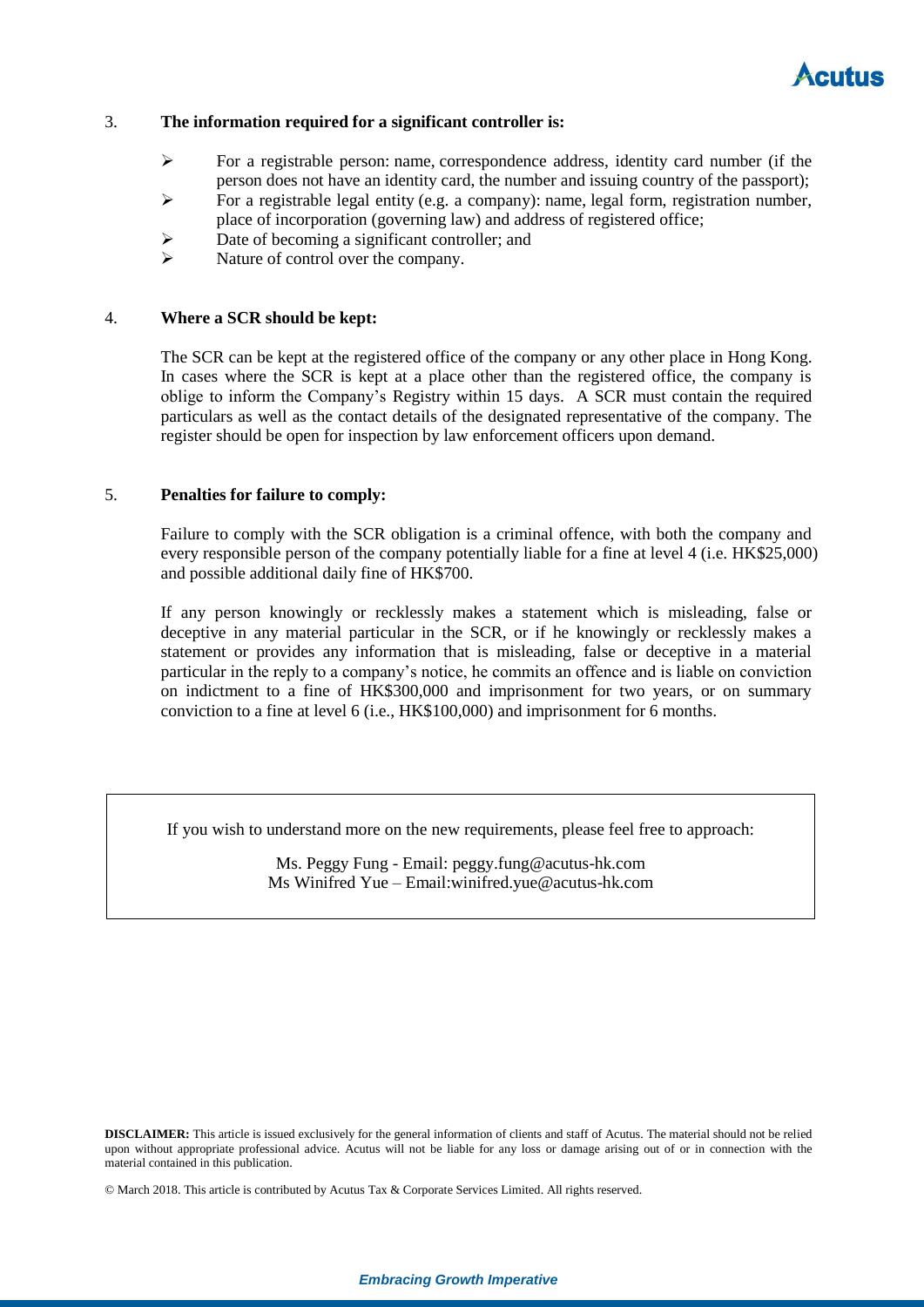3. **The information required for a significant controller is:**

   - For a registrable person: name, correspondence address, identity card number (if the person does not have an identity card, the number and issuing country of the passport);
   - For a registrable legal entity (e.g. a company): name, legal form, registration number, place of incorporation (governing law) and address of registered office;
   - Date of becoming a significant controller; and
   - Nature of control over the company.

4. **Where a SCR should be kept:**

   The SCR can be kept at the registered office of the company or any other place in Hong Kong. In cases where the SCR is kept at a place other than the registered office, the company is oblige to inform the Company's Registry within 15 days. A SCR must contain the required particulars as well as the contact details of the designated representative of the company. The register should be open for inspection by law enforcement officers upon demand.

5. **Penalties for failure to comply:**

   Failure to comply with the SCR obligation is a criminal offence, with both the company and every responsible person of the company potentially liable for a fine at level 4 (i.e. HK$25,000) and possible additional daily fine of HK$700.

   If any person knowingly or recklessly makes a statement which is misleading, false or deceptive in any material particular in the SCR, or if he knowingly or recklessly makes a statement or provides any information that is misleading, false or deceptive in a material particular in the reply to a company's notice, he commits an offence and is liable on conviction on indictment to a fine of HK$300,000 and imprisonment for two years, or on summary conviction to a fine at level 6 (i.e., HK$100,000) and imprisonment for 6 months.

If you wish to understand more on the new requirements, please feel free to approach:

Ms. Peggy Fung - Email: peggy.fung@acutus-hk.com
Ms Winifred Yue – Email:winifred.yue@acutus-hk.com

**DISCLAIMER:** This article is issued exclusively for the general information of clients and staff of Acutus. The material should not be relied upon without appropriate professional advice. Acutus will not be liable for any loss or damage arising out of or in connection with the material contained in this publication.

© March 2018. This article is contributed by Acutus Tax & Corporate Services Limited. All rights reserved.